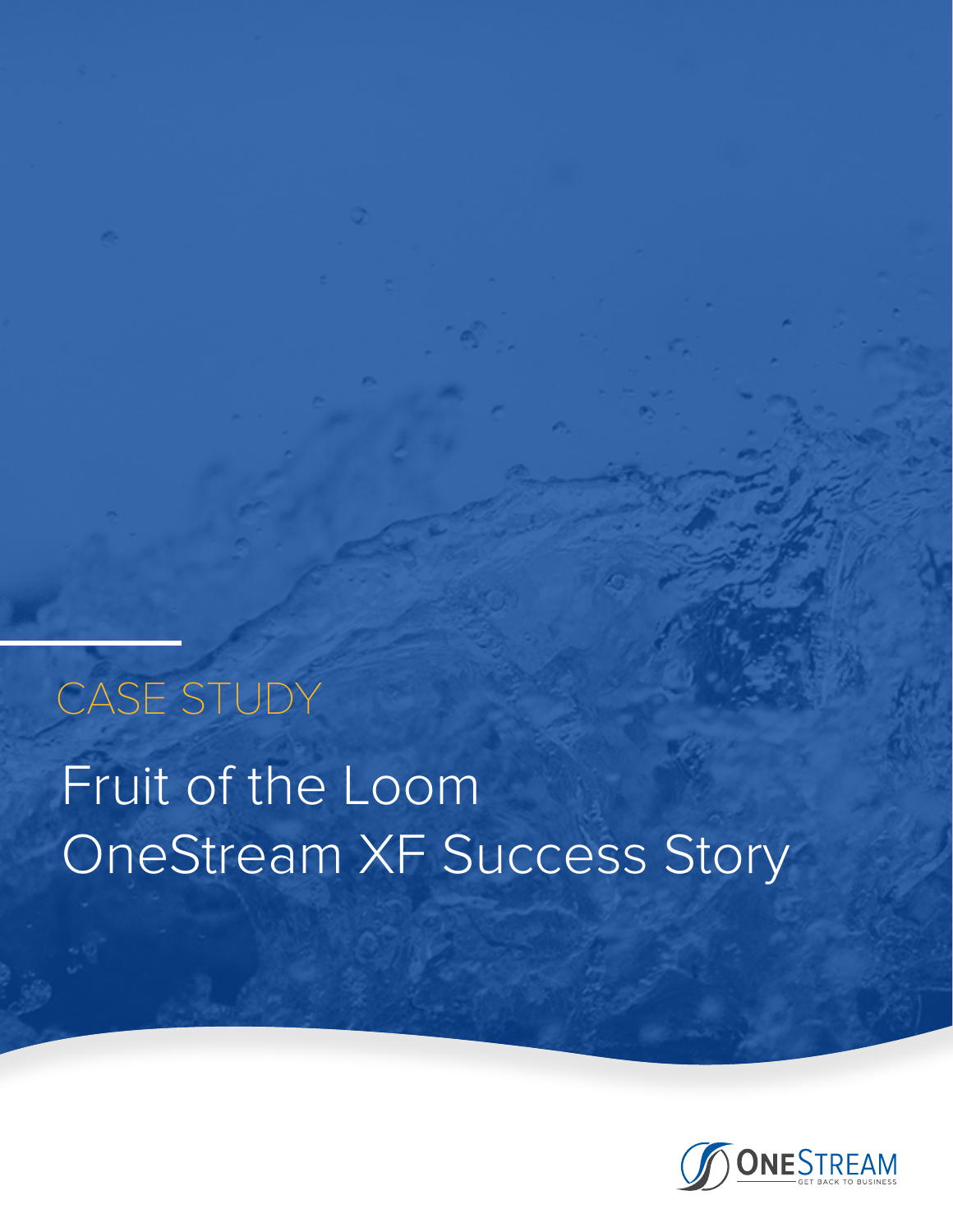CASE STUDY

# Fruit of the Loom OneStream XF Success Story

ONESTREAM

GET BACK TO BUSINESS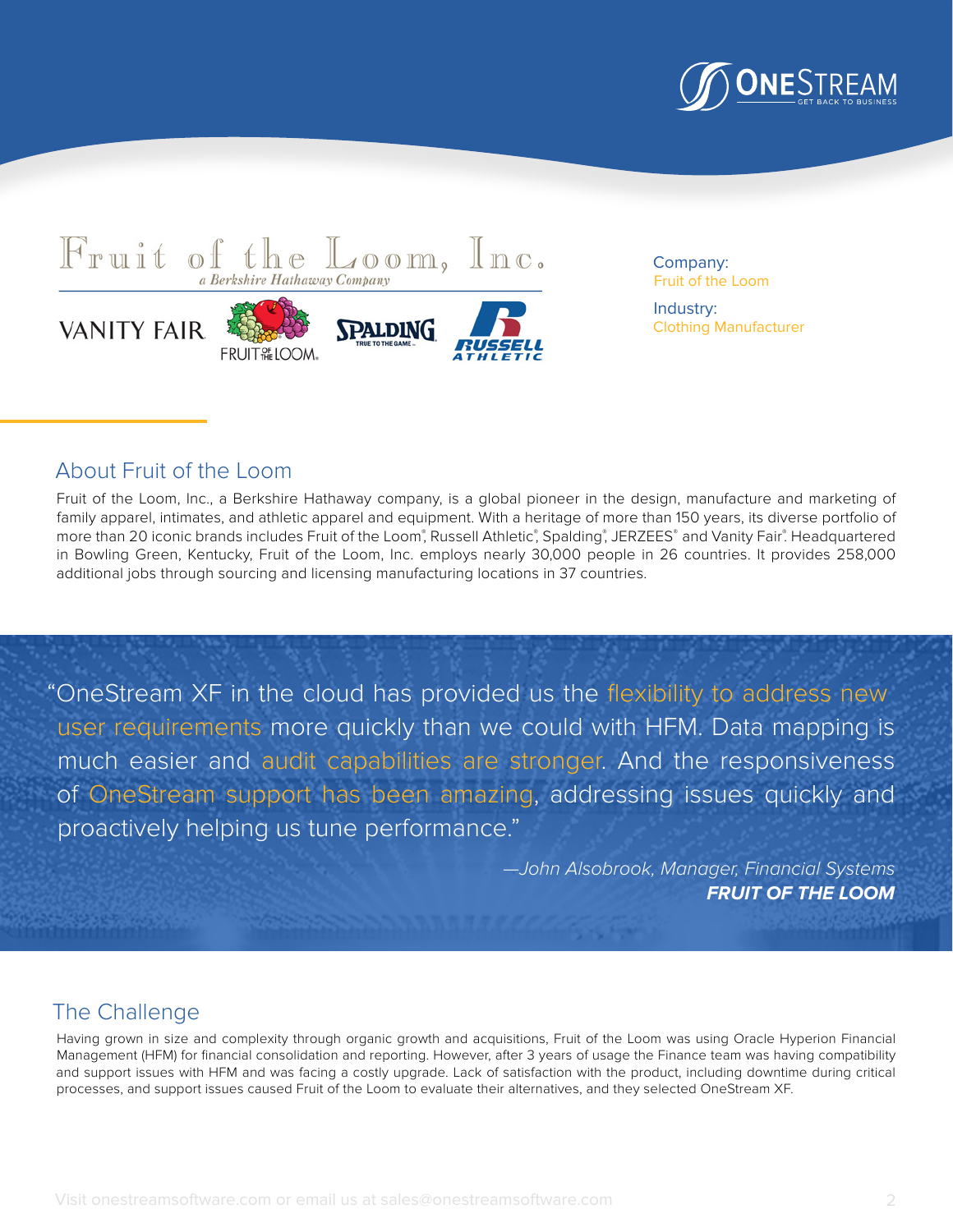Company:
Fruit of the Loom

Industry:
Clothing Manufacturer

## About Fruit of the Loom

Fruit of the Loom, Inc., a Berkshire Hathaway company, is a global pioneer in the design, manufacture and marketing of family apparel, intimates, and athletic apparel and equipment. With a heritage of more than 150 years, its diverse portfolio of more than 20 iconic brands includes Fruit of the Loom®, Russell Athletic®, Spalding®, JERZEES® and Vanity Fair®. Headquartered in Bowling Green, Kentucky, Fruit of the Loom, Inc. employs nearly 30,000 people in 26 countries. It provides 258,000 additional jobs through sourcing and licensing manufacturing locations in 37 countries.

> "OneStream XF in the cloud has provided us the flexibility to address new user requirements more quickly than we could with HFM. Data mapping is much easier and audit capabilities are stronger. And the responsiveness of OneStream support has been amazing, addressing issues quickly and proactively helping us tune performance."
>
> *—John Alsobrook, Manager, Financial Systems*
> ***FRUIT OF THE LOOM***

## The Challenge

Having grown in size and complexity through organic growth and acquisitions, Fruit of the Loom was using Oracle Hyperion Financial Management (HFM) for financial consolidation and reporting. However, after 3 years of usage the Finance team was having compatibility and support issues with HFM and was facing a costly upgrade. Lack of satisfaction with the product, including downtime during critical processes, and support issues caused Fruit of the Loom to evaluate their alternatives, and they selected OneStream XF.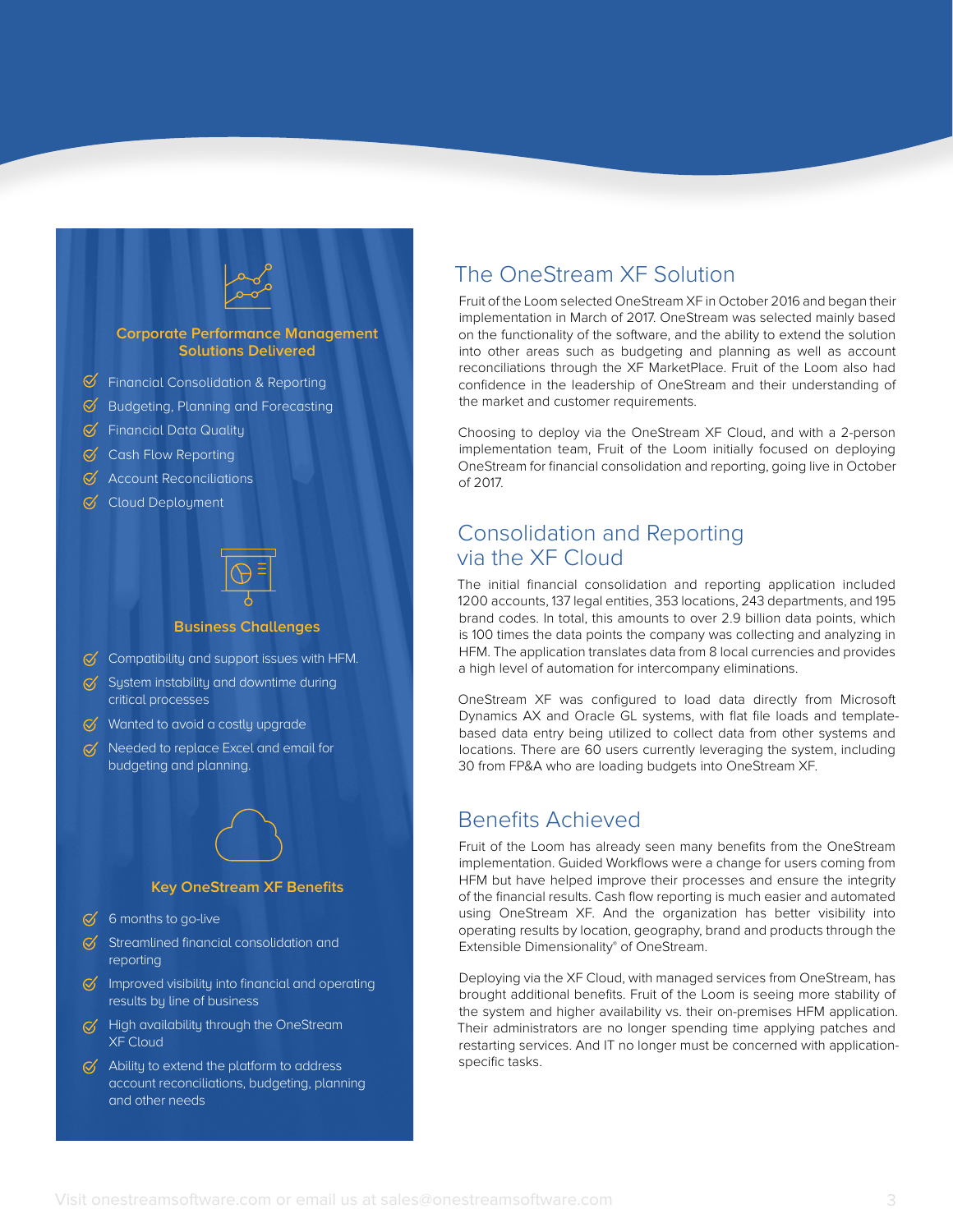### Corporate Performance Management Solutions Delivered

- Financial Consolidation & Reporting
- Budgeting, Planning and Forecasting
- Financial Data Quality
- Cash Flow Reporting
- Account Reconciliations
- Cloud Deployment

### Business Challenges

- Compatibility and support issues with HFM.
- System instability and downtime during critical processes
- Wanted to avoid a costly upgrade
- Needed to replace Excel and email for budgeting and planning.

### Key OneStream XF Benefits

- 6 months to go-live
- Streamlined financial consolidation and reporting
- Improved visibility into financial and operating results by line of business
- High availability through the OneStream XF Cloud
- Ability to extend the platform to address account reconciliations, budgeting, planning and other needs

## The OneStream XF Solution

Fruit of the Loom selected OneStream XF in October 2016 and began their implementation in March of 2017. OneStream was selected mainly based on the functionality of the software, and the ability to extend the solution into other areas such as budgeting and planning as well as account reconciliations through the XF MarketPlace. Fruit of the Loom also had confidence in the leadership of OneStream and their understanding of the market and customer requirements.

Choosing to deploy via the OneStream XF Cloud, and with a 2-person implementation team, Fruit of the Loom initially focused on deploying OneStream for financial consolidation and reporting, going live in October of 2017.

## Consolidation and Reporting via the XF Cloud

The initial financial consolidation and reporting application included 1200 accounts, 137 legal entities, 353 locations, 243 departments, and 195 brand codes. In total, this amounts to over 2.9 billion data points, which is 100 times the data points the company was collecting and analyzing in HFM. The application translates data from 8 local currencies and provides a high level of automation for intercompany eliminations.

OneStream XF was configured to load data directly from Microsoft Dynamics AX and Oracle GL systems, with flat file loads and template-based data entry being utilized to collect data from other systems and locations. There are 60 users currently leveraging the system, including 30 from FP&A who are loading budgets into OneStream XF.

## Benefits Achieved

Fruit of the Loom has already seen many benefits from the OneStream implementation. Guided Workflows were a change for users coming from HFM but have helped improve their processes and ensure the integrity of the financial results. Cash flow reporting is much easier and automated using OneStream XF. And the organization has better visibility into operating results by location, geography, brand and products through the Extensible Dimensionality® of OneStream.

Deploying via the XF Cloud, with managed services from OneStream, has brought additional benefits. Fruit of the Loom is seeing more stability of the system and higher availability vs. their on-premises HFM application. Their administrators are no longer spending time applying patches and restarting services. And IT no longer must be concerned with application-specific tasks.

Visit onestreamsoftware.com or email us at sales@onestreamsoftware.com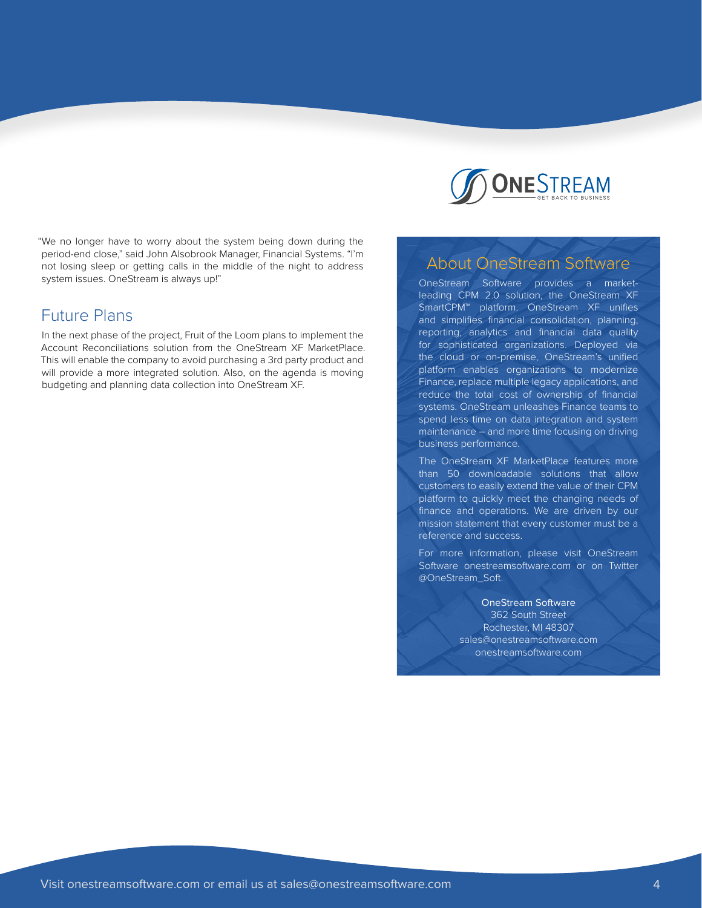"We no longer have to worry about the system being down during the period-end close," said John Alsobrook Manager, Financial Systems. "I'm not losing sleep or getting calls in the middle of the night to address system issues. OneStream is always up!"

## Future Plans

In the next phase of the project, Fruit of the Loom plans to implement the Account Reconciliations solution from the OneStream XF MarketPlace. This will enable the company to avoid purchasing a 3rd party product and will provide a more integrated solution. Also, on the agenda is moving budgeting and planning data collection into OneStream XF.

## About OneStream Software

OneStream Software provides a market-leading CPM 2.0 solution, the OneStream XF SmartCPM™ platform. OneStream XF unifies and simplifies financial consolidation, planning, reporting, analytics and financial data quality for sophisticated organizations. Deployed via the cloud or on-premise, OneStream's unified platform enables organizations to modernize Finance, replace multiple legacy applications, and reduce the total cost of ownership of financial systems. OneStream unleashes Finance teams to spend less time on data integration and system maintenance – and more time focusing on driving business performance.

The OneStream XF MarketPlace features more than 50 downloadable solutions that allow customers to easily extend the value of their CPM platform to quickly meet the changing needs of finance and operations. We are driven by our mission statement that every customer must be a reference and success.

For more information, please visit OneStream Software onestreamsoftware.com or on Twitter @OneStream_Soft.

OneStream Software
362 South Street
Rochester, MI 48307
sales@onestreamsoftware.com
onestreamsoftware.com

Visit onestreamsoftware.com or email us at sales@onestreamsoftware.com